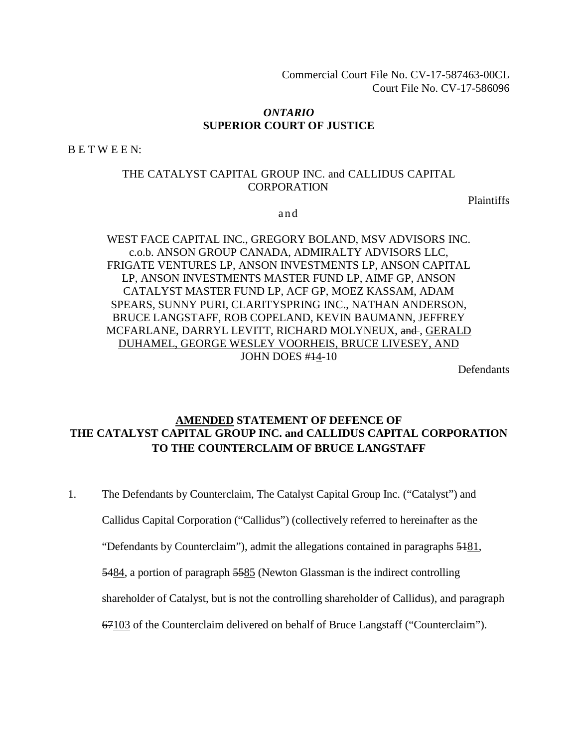Commercial Court File No. CV-17-587463-00CL
Court File No. CV-17-586096

***ONTARIO***
**SUPERIOR COURT OF JUSTICE**

B E T W E E N:

THE CATALYST CAPITAL GROUP INC. and CALLIDUS CAPITAL CORPORATION

Plaintiffs

and

WEST FACE CAPITAL INC., GREGORY BOLAND, MSV ADVISORS INC. c.o.b. ANSON GROUP CANADA, ADMIRALTY ADVISORS LLC, FRIGATE VENTURES LP, ANSON INVESTMENTS LP, ANSON CAPITAL LP, ANSON INVESTMENTS MASTER FUND LP, AIMF GP, ANSON CATALYST MASTER FUND LP, ACF GP, MOEZ KASSAM, ADAM SPEARS, SUNNY PURI, CLARITYSPRING INC., NATHAN ANDERSON, BRUCE LANGSTAFF, ROB COPELAND, KEVIN BAUMANN, JEFFREY MCFARLANE, DARRYL LEVITT, RICHARD MOLYNEUX, ~~and~~ <u>, GERALD DUHAMEL, GEORGE WESLEY VOORHEIS, BRUCE LIVESEY, AND</u> JOHN DOES #~~1~~<u>4</u>-10

Defendants

## <u>AMENDED</u> STATEMENT OF DEFENCE OF THE CATALYST CAPITAL GROUP INC. and CALLIDUS CAPITAL CORPORATION TO THE COUNTERCLAIM OF BRUCE LANGSTAFF

1. The Defendants by Counterclaim, The Catalyst Capital Group Inc. ("Catalyst") and Callidus Capital Corporation ("Callidus") (collectively referred to hereinafter as the "Defendants by Counterclaim"), admit the allegations contained in paragraphs ~~51~~<u>81</u>, ~~54~~<u>84</u>, a portion of paragraph ~~55~~<u>85</u> (Newton Glassman is the indirect controlling shareholder of Catalyst, but is not the controlling shareholder of Callidus), and paragraph ~~67~~<u>103</u> of the Counterclaim delivered on behalf of Bruce Langstaff ("Counterclaim").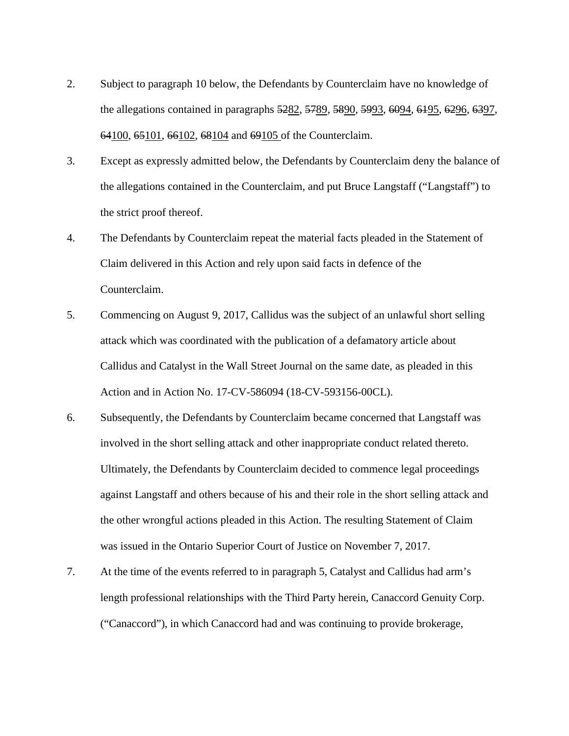2. Subject to paragraph 10 below, the Defendants by Counterclaim have no knowledge of the allegations contained in paragraphs ~~52~~<u>82</u>, ~~57~~<u>89</u>, ~~58~~<u>90</u>, ~~59~~<u>93</u>, ~~60~~<u>94</u>, ~~61~~<u>95</u>, ~~62~~<u>96</u>, ~~63~~<u>97</u>, ~~64~~<u>100</u>, ~~65~~<u>101</u>, ~~66~~<u>102</u>, ~~68~~<u>104</u> and ~~69~~<u>105</u> of the Counterclaim.

3. Except as expressly admitted below, the Defendants by Counterclaim deny the balance of the allegations contained in the Counterclaim, and put Bruce Langstaff ("Langstaff") to the strict proof thereof.

4. The Defendants by Counterclaim repeat the material facts pleaded in the Statement of Claim delivered in this Action and rely upon said facts in defence of the Counterclaim.

5. Commencing on August 9, 2017, Callidus was the subject of an unlawful short selling attack which was coordinated with the publication of a defamatory article about Callidus and Catalyst in the Wall Street Journal on the same date, as pleaded in this Action and in Action No. 17-CV-586094 (18-CV-593156-00CL).

6. Subsequently, the Defendants by Counterclaim became concerned that Langstaff was involved in the short selling attack and other inappropriate conduct related thereto. Ultimately, the Defendants by Counterclaim decided to commence legal proceedings against Langstaff and others because of his and their role in the short selling attack and the other wrongful actions pleaded in this Action. The resulting Statement of Claim was issued in the Ontario Superior Court of Justice on November 7, 2017.

7. At the time of the events referred to in paragraph 5, Catalyst and Callidus had arm's length professional relationships with the Third Party herein, Canaccord Genuity Corp. ("Canaccord"), in which Canaccord had and was continuing to provide brokerage,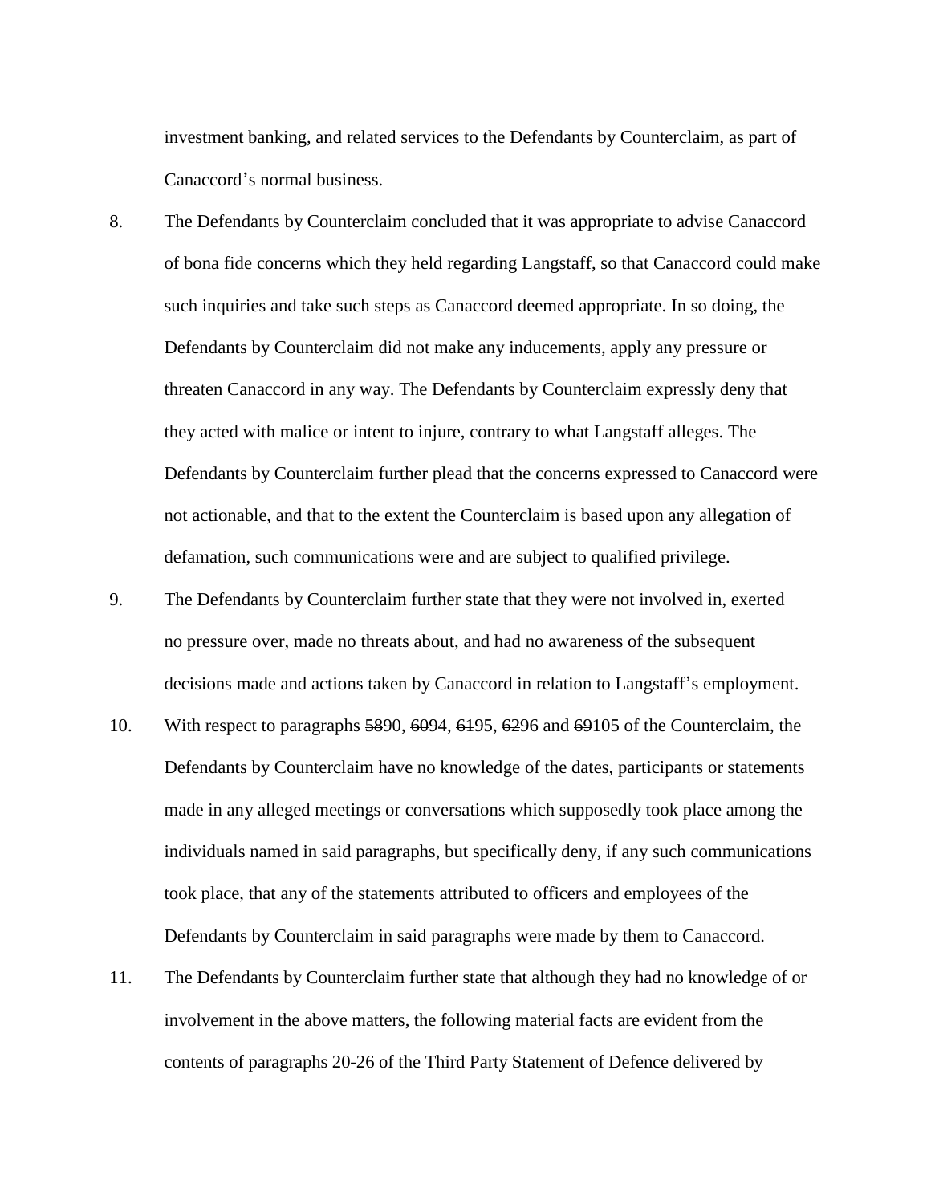investment banking, and related services to the Defendants by Counterclaim, as part of Canaccord's normal business.

8. The Defendants by Counterclaim concluded that it was appropriate to advise Canaccord of bona fide concerns which they held regarding Langstaff, so that Canaccord could make such inquiries and take such steps as Canaccord deemed appropriate. In so doing, the Defendants by Counterclaim did not make any inducements, apply any pressure or threaten Canaccord in any way. The Defendants by Counterclaim expressly deny that they acted with malice or intent to injure, contrary to what Langstaff alleges. The Defendants by Counterclaim further plead that the concerns expressed to Canaccord were not actionable, and that to the extent the Counterclaim is based upon any allegation of defamation, such communications were and are subject to qualified privilege.

9. The Defendants by Counterclaim further state that they were not involved in, exerted no pressure over, made no threats about, and had no awareness of the subsequent decisions made and actions taken by Canaccord in relation to Langstaff's employment.

10. With respect to paragraphs ~~58~~90, ~~60~~94, ~~61~~95, ~~62~~96 and ~~69~~105 of the Counterclaim, the Defendants by Counterclaim have no knowledge of the dates, participants or statements made in any alleged meetings or conversations which supposedly took place among the individuals named in said paragraphs, but specifically deny, if any such communications took place, that any of the statements attributed to officers and employees of the Defendants by Counterclaim in said paragraphs were made by them to Canaccord.

11. The Defendants by Counterclaim further state that although they had no knowledge of or involvement in the above matters, the following material facts are evident from the contents of paragraphs 20-26 of the Third Party Statement of Defence delivered by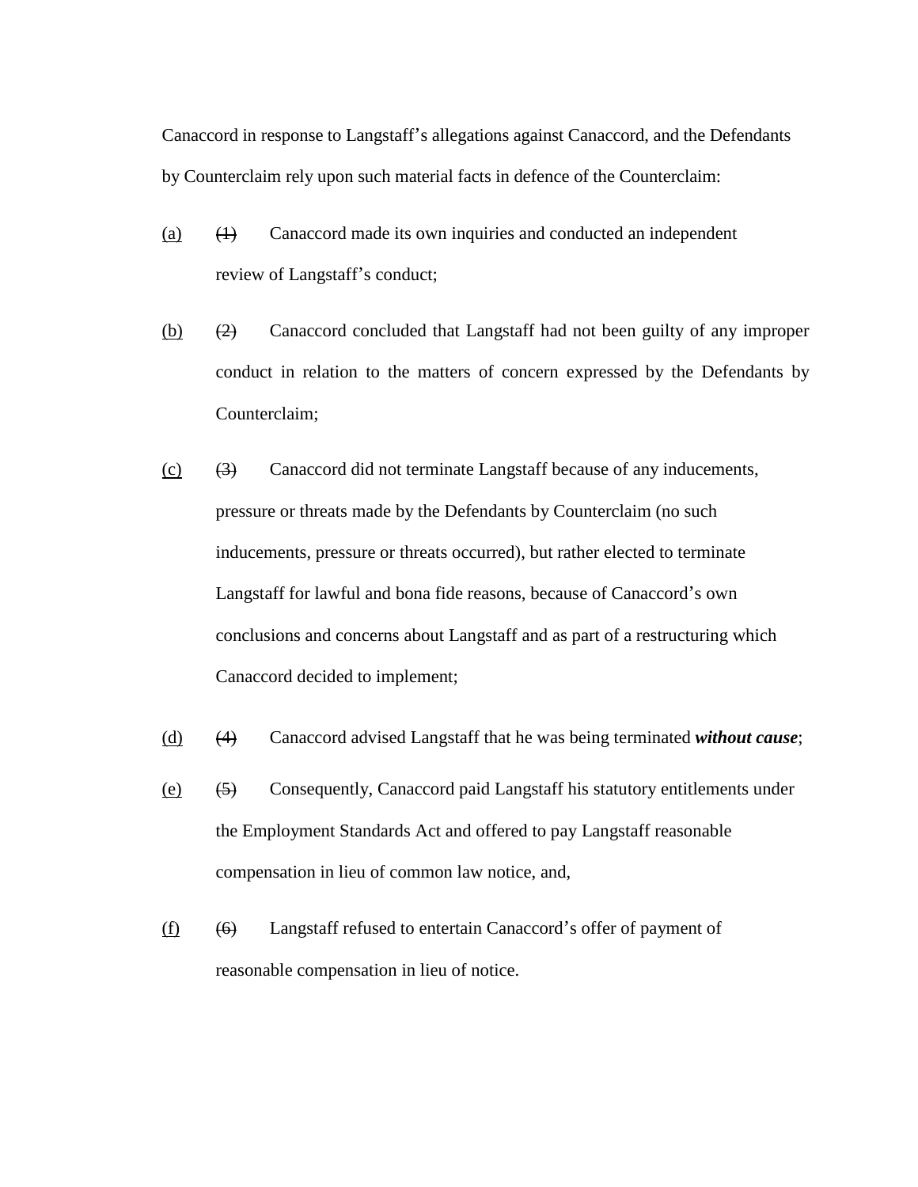Canaccord in response to Langstaff's allegations against Canaccord, and the Defendants by Counterclaim rely upon such material facts in defence of the Counterclaim:

(a) ~~(1)~~ Canaccord made its own inquiries and conducted an independent review of Langstaff's conduct;

(b) ~~(2)~~ Canaccord concluded that Langstaff had not been guilty of any improper conduct in relation to the matters of concern expressed by the Defendants by Counterclaim;

(c) ~~(3)~~ Canaccord did not terminate Langstaff because of any inducements, pressure or threats made by the Defendants by Counterclaim (no such inducements, pressure or threats occurred), but rather elected to terminate Langstaff for lawful and bona fide reasons, because of Canaccord's own conclusions and concerns about Langstaff and as part of a restructuring which Canaccord decided to implement;

(d) ~~(4)~~ Canaccord advised Langstaff that he was being terminated ***without cause***;

(e) ~~(5)~~ Consequently, Canaccord paid Langstaff his statutory entitlements under the Employment Standards Act and offered to pay Langstaff reasonable compensation in lieu of common law notice, and,

(f) ~~(6)~~ Langstaff refused to entertain Canaccord's offer of payment of reasonable compensation in lieu of notice.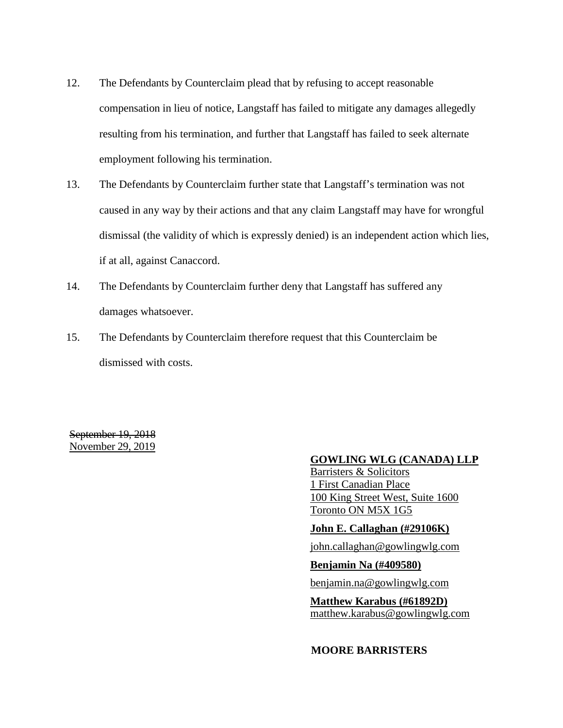12. The Defendants by Counterclaim plead that by refusing to accept reasonable compensation in lieu of notice, Langstaff has failed to mitigate any damages allegedly resulting from his termination, and further that Langstaff has failed to seek alternate employment following his termination.

13. The Defendants by Counterclaim further state that Langstaff's termination was not caused in any way by their actions and that any claim Langstaff may have for wrongful dismissal (the validity of which is expressly denied) is an independent action which lies, if at all, against Canaccord.

14. The Defendants by Counterclaim further deny that Langstaff has suffered any damages whatsoever.

15. The Defendants by Counterclaim therefore request that this Counterclaim be dismissed with costs.

~~September 19, 2018~~
November 29, 2019

**GOWLING WLG (CANADA) LLP**
Barristers & Solicitors
1 First Canadian Place
100 King Street West, Suite 1600
Toronto ON M5X 1G5

**John E. Callaghan (#29106K)**
john.callaghan@gowlingwlg.com

**Benjamin Na (#409580)**
benjamin.na@gowlingwlg.com

**Matthew Karabus (#61892D)**
matthew.karabus@gowlingwlg.com

**MOORE BARRISTERS**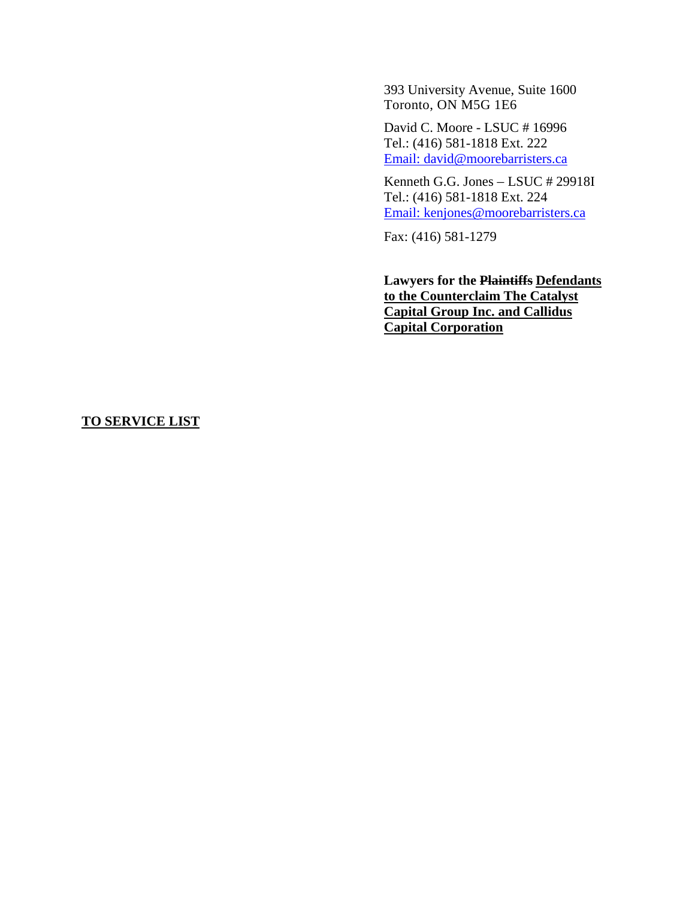393 University Avenue, Suite 1600
Toronto, ON M5G 1E6

David C. Moore - LSUC # 16996
Tel.: (416) 581-1818 Ext. 222
Email: david@moorebarristers.ca

Kenneth G.G. Jones – LSUC # 29918I
Tel.: (416) 581-1818 Ext. 224
Email: kenjones@moorebarristers.ca

Fax: (416) 581-1279

**Lawyers for the ~~Plaintiffs~~ <u>Defendants to the Counterclaim The Catalyst Capital Group Inc. and Callidus Capital Corporation</u>**

**<u>TO SERVICE LIST</u>**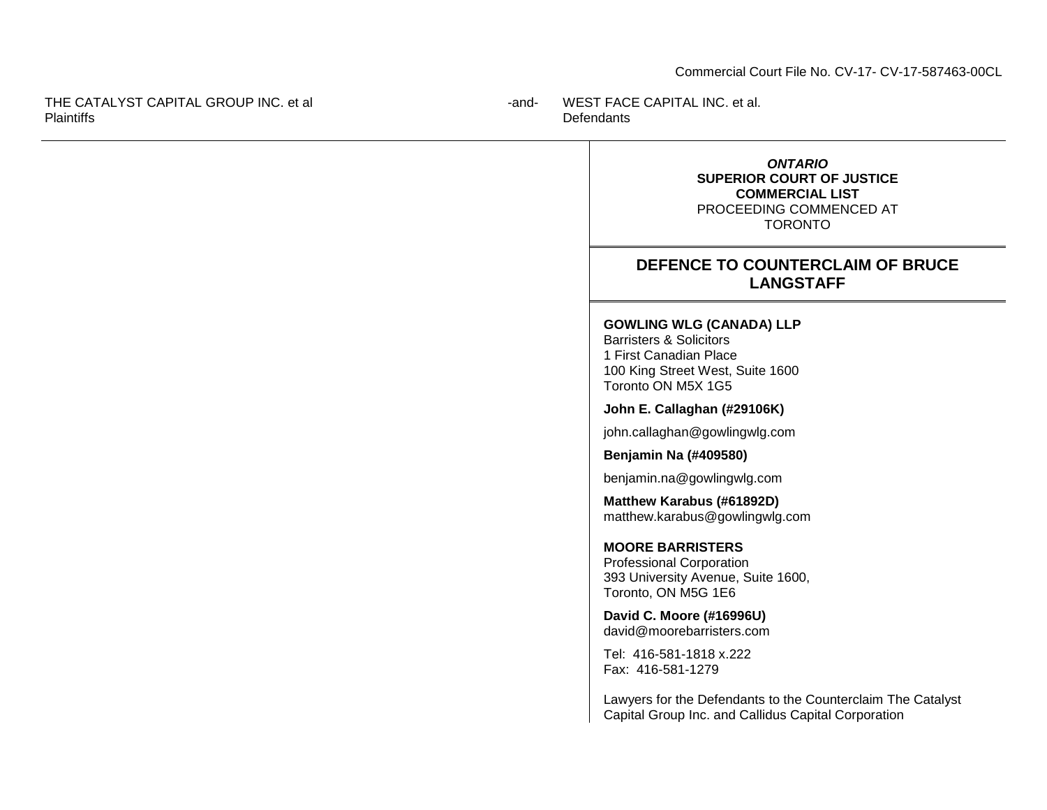Commercial Court File No. CV-17- CV-17-587463-00CL

THE CATALYST CAPITAL GROUP INC. et al
Plaintiffs

-and-

WEST FACE CAPITAL INC. et al.
Defendants

***ONTARIO***
**SUPERIOR COURT OF JUSTICE**
**COMMERCIAL LIST**
PROCEEDING COMMENCED AT
TORONTO

## DEFENCE TO COUNTERCLAIM OF BRUCE LANGSTAFF

**GOWLING WLG (CANADA) LLP**
Barristers & Solicitors
1 First Canadian Place
100 King Street West, Suite 1600
Toronto ON M5X 1G5

**John E. Callaghan (#29106K)**

john.callaghan@gowlingwlg.com

**Benjamin Na (#409580)**

benjamin.na@gowlingwlg.com

**Matthew Karabus (#61892D)**
matthew.karabus@gowlingwlg.com

**MOORE BARRISTERS**
Professional Corporation
393 University Avenue, Suite 1600,
Toronto, ON M5G 1E6

**David C. Moore (#16996U)**
david@moorebarristers.com

Tel: 416-581-1818 x.222
Fax: 416-581-1279

Lawyers for the Defendants to the Counterclaim The Catalyst Capital Group Inc. and Callidus Capital Corporation